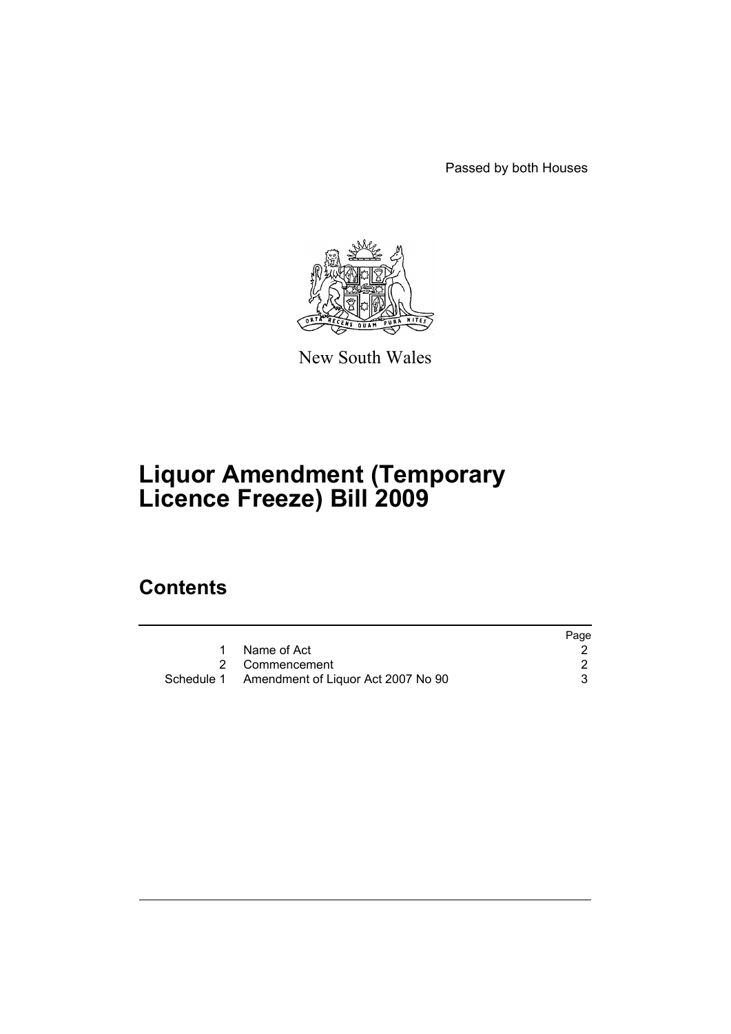Passed by both Houses

New South Wales

# Liquor Amendment (Temporary Licence Freeze) Bill 2009

## Contents

| | | Page |
|---|---|---|
| 1 | Name of Act | 2 |
| 2 | Commencement | 2 |
| Schedule 1 | Amendment of Liquor Act 2007 No 90 | 3 |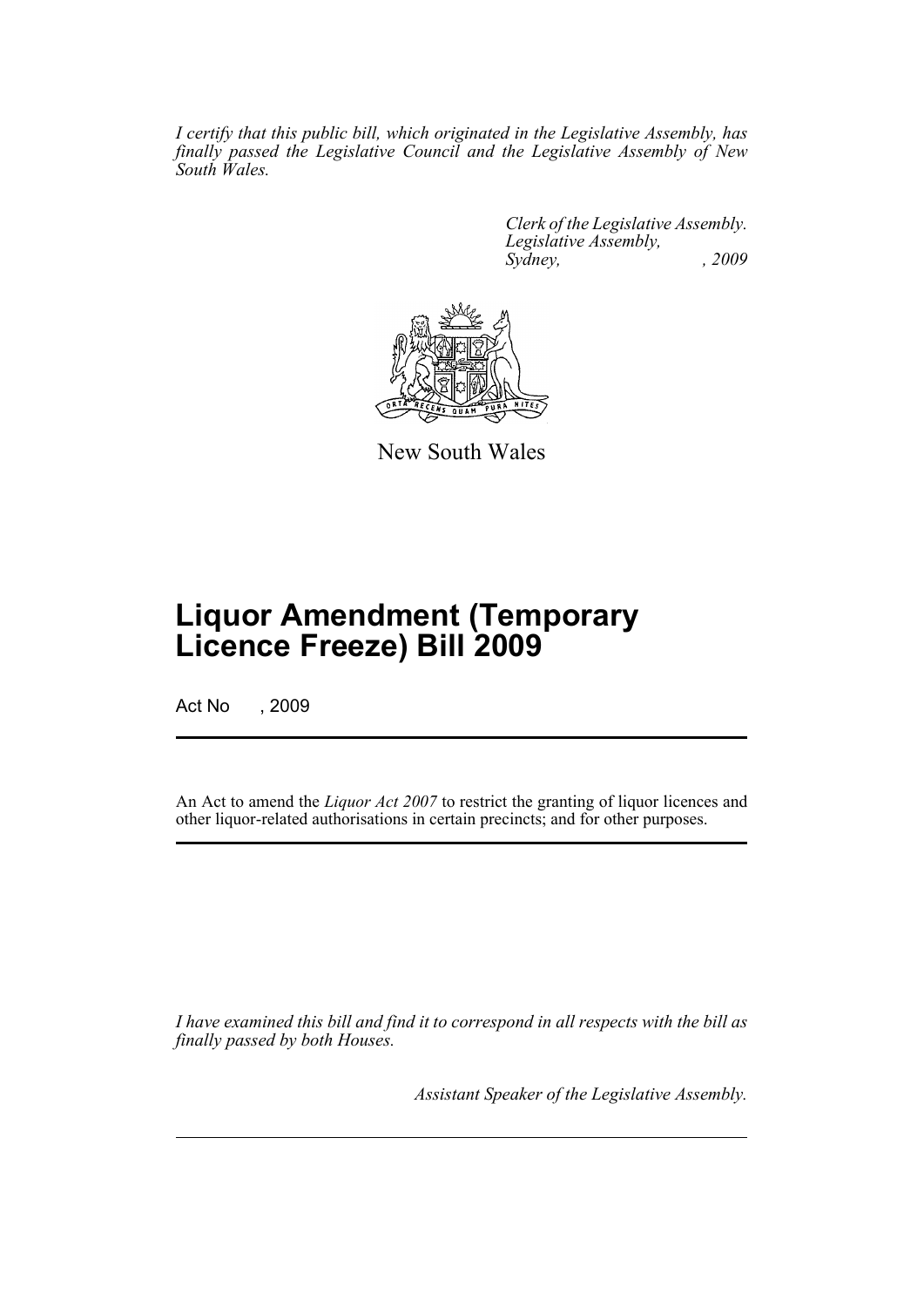*I certify that this public bill, which originated in the Legislative Assembly, has finally passed the Legislative Council and the Legislative Assembly of New South Wales.*

*Clerk of the Legislative Assembly.*
*Legislative Assembly,*
*Sydney, , 2009*

New South Wales

# Liquor Amendment (Temporary Licence Freeze) Bill 2009

Act No , 2009

An Act to amend the *Liquor Act 2007* to restrict the granting of liquor licences and other liquor-related authorisations in certain precincts; and for other purposes.

*I have examined this bill and find it to correspond in all respects with the bill as finally passed by both Houses.*

*Assistant Speaker of the Legislative Assembly.*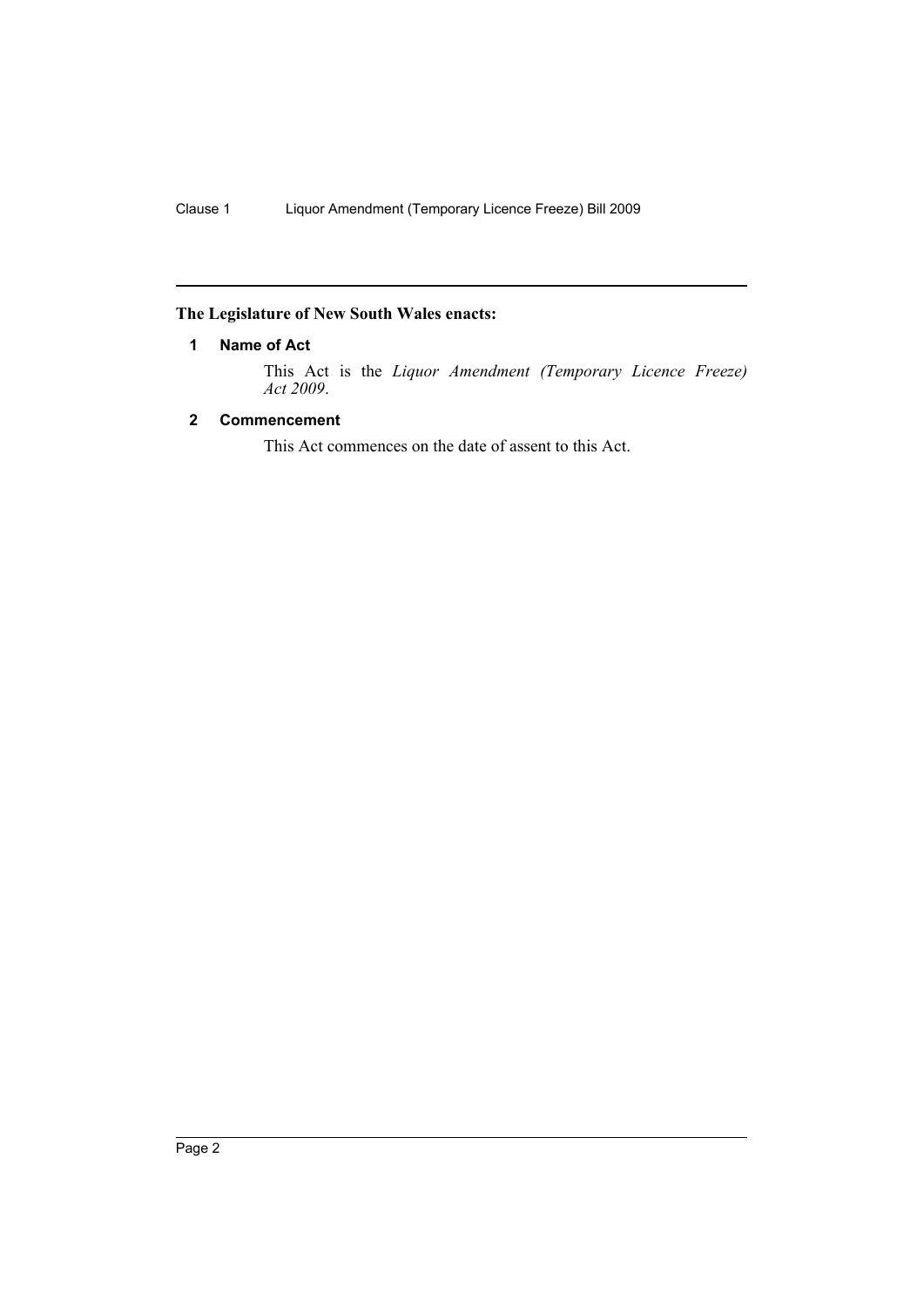**The Legislature of New South Wales enacts:**

## 1 Name of Act

This Act is the *Liquor Amendment (Temporary Licence Freeze) Act 2009*.

## 2 Commencement

This Act commences on the date of assent to this Act.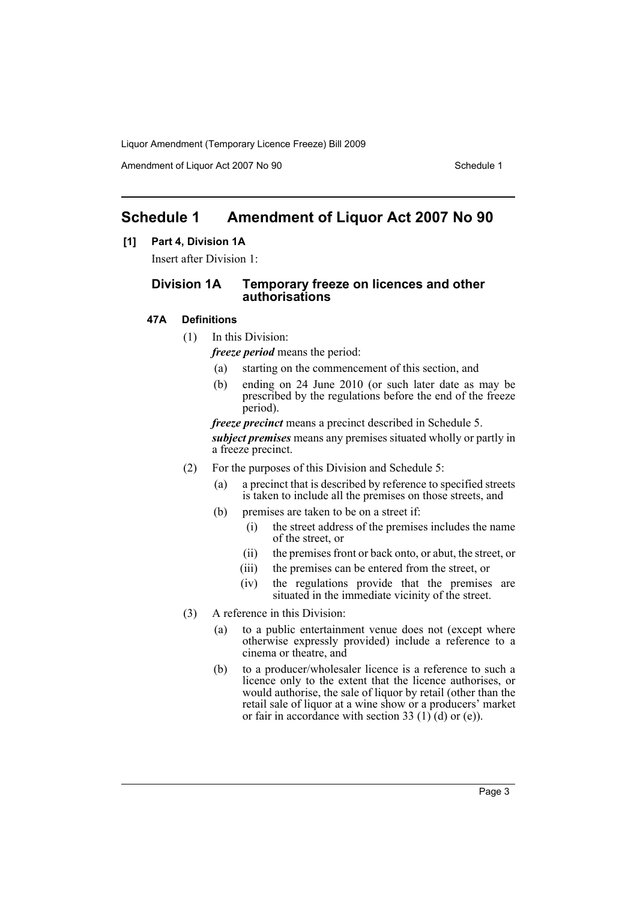# Schedule 1 Amendment of Liquor Act 2007 No 90

**[1] Part 4, Division 1A**

Insert after Division 1:

## Division 1A Temporary freeze on licences and other authorisations

### 47A Definitions

(1) In this Division:

***freeze period*** means the period:

- (a) starting on the commencement of this section, and
- (b) ending on 24 June 2010 (or such later date as may be prescribed by the regulations before the end of the freeze period).

***freeze precinct*** means a precinct described in Schedule 5.

***subject premises*** means any premises situated wholly or partly in a freeze precinct.

(2) For the purposes of this Division and Schedule 5:

- (a) a precinct that is described by reference to specified streets is taken to include all the premises on those streets, and
- (b) premises are taken to be on a street if:
  - (i) the street address of the premises includes the name of the street, or
  - (ii) the premises front or back onto, or abut, the street, or
  - (iii) the premises can be entered from the street, or
  - (iv) the regulations provide that the premises are situated in the immediate vicinity of the street.

(3) A reference in this Division:

- (a) to a public entertainment venue does not (except where otherwise expressly provided) include a reference to a cinema or theatre, and
- (b) to a producer/wholesaler licence is a reference to such a licence only to the extent that the licence authorises, or would authorise, the sale of liquor by retail (other than the retail sale of liquor at a wine show or a producers' market or fair in accordance with section 33 (1) (d) or (e)).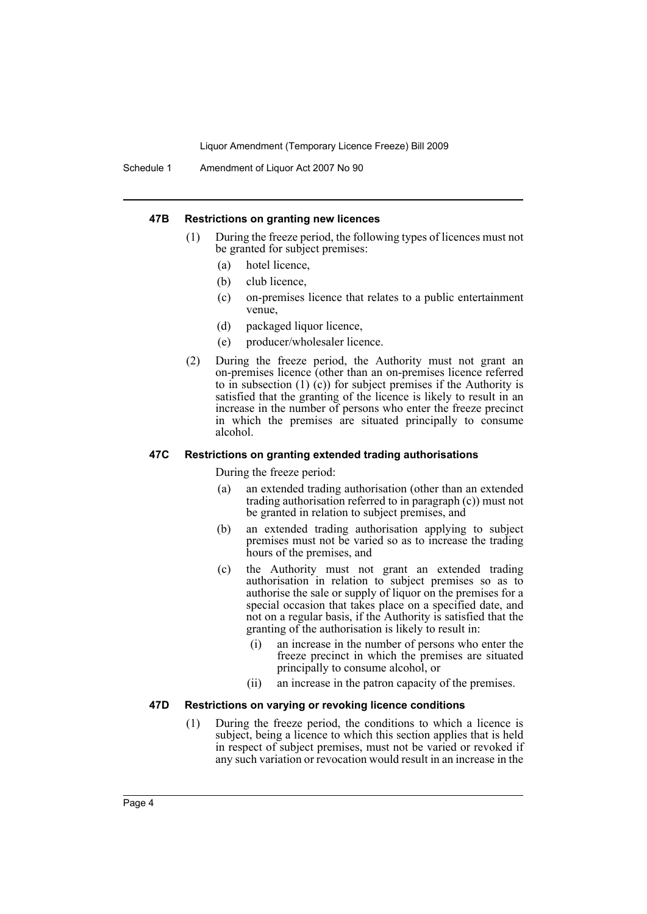### 47B Restrictions on granting new licences

(1) During the freeze period, the following types of licences must not be granted for subject premises:

- (a) hotel licence,
- (b) club licence,
- (c) on-premises licence that relates to a public entertainment venue,
- (d) packaged liquor licence,
- (e) producer/wholesaler licence.

(2) During the freeze period, the Authority must not grant an on-premises licence (other than an on-premises licence referred to in subsection (1) (c)) for subject premises if the Authority is satisfied that the granting of the licence is likely to result in an increase in the number of persons who enter the freeze precinct in which the premises are situated principally to consume alcohol.

### 47C Restrictions on granting extended trading authorisations

During the freeze period:

- (a) an extended trading authorisation (other than an extended trading authorisation referred to in paragraph (c)) must not be granted in relation to subject premises, and
- (b) an extended trading authorisation applying to subject premises must not be varied so as to increase the trading hours of the premises, and
- (c) the Authority must not grant an extended trading authorisation in relation to subject premises so as to authorise the sale or supply of liquor on the premises for a special occasion that takes place on a specified date, and not on a regular basis, if the Authority is satisfied that the granting of the authorisation is likely to result in:
  - (i) an increase in the number of persons who enter the freeze precinct in which the premises are situated principally to consume alcohol, or
  - (ii) an increase in the patron capacity of the premises.

### 47D Restrictions on varying or revoking licence conditions

(1) During the freeze period, the conditions to which a licence is subject, being a licence to which this section applies that is held in respect of subject premises, must not be varied or revoked if any such variation or revocation would result in an increase in the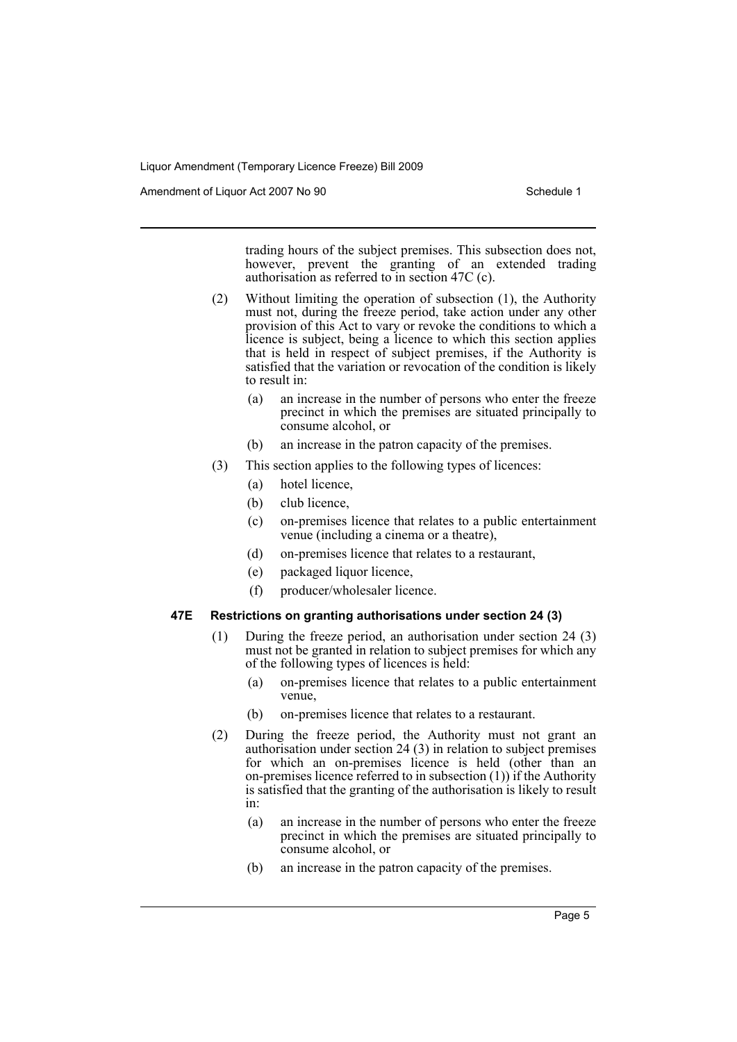trading hours of the subject premises. This subsection does not, however, prevent the granting of an extended trading authorisation as referred to in section 47C (c).

(2) Without limiting the operation of subsection (1), the Authority must not, during the freeze period, take action under any other provision of this Act to vary or revoke the conditions to which a licence is subject, being a licence to which this section applies that is held in respect of subject premises, if the Authority is satisfied that the variation or revocation of the condition is likely to result in:

- (a) an increase in the number of persons who enter the freeze precinct in which the premises are situated principally to consume alcohol, or
- (b) an increase in the patron capacity of the premises.

(3) This section applies to the following types of licences:

- (a) hotel licence,
- (b) club licence,
- (c) on-premises licence that relates to a public entertainment venue (including a cinema or a theatre),
- (d) on-premises licence that relates to a restaurant,
- (e) packaged liquor licence,
- (f) producer/wholesaler licence.

### 47E Restrictions on granting authorisations under section 24 (3)

(1) During the freeze period, an authorisation under section 24 (3) must not be granted in relation to subject premises for which any of the following types of licences is held:

- (a) on-premises licence that relates to a public entertainment venue,
- (b) on-premises licence that relates to a restaurant.

(2) During the freeze period, the Authority must not grant an authorisation under section 24 (3) in relation to subject premises for which an on-premises licence is held (other than an on-premises licence referred to in subsection (1)) if the Authority is satisfied that the granting of the authorisation is likely to result in:

- (a) an increase in the number of persons who enter the freeze precinct in which the premises are situated principally to consume alcohol, or
- (b) an increase in the patron capacity of the premises.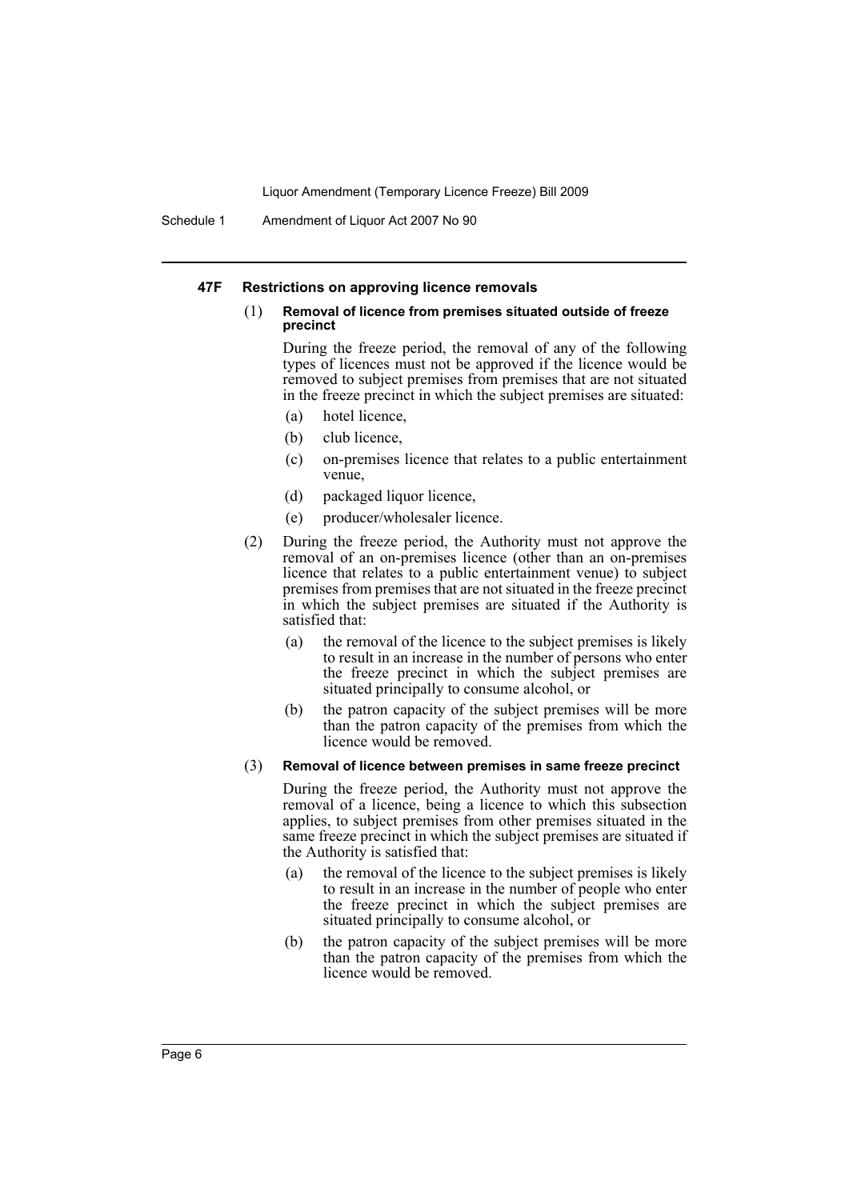#### 47F Restrictions on approving licence removals

(1) **Removal of licence from premises situated outside of freeze precinct**

During the freeze period, the removal of any of the following types of licences must not be approved if the licence would be removed to subject premises from premises that are not situated in the freeze precinct in which the subject premises are situated:

- (a) hotel licence,
- (b) club licence,
- (c) on-premises licence that relates to a public entertainment venue,
- (d) packaged liquor licence,
- (e) producer/wholesaler licence.

(2) During the freeze period, the Authority must not approve the removal of an on-premises licence (other than an on-premises licence that relates to a public entertainment venue) to subject premises from premises that are not situated in the freeze precinct in which the subject premises are situated if the Authority is satisfied that:

- (a) the removal of the licence to the subject premises is likely to result in an increase in the number of persons who enter the freeze precinct in which the subject premises are situated principally to consume alcohol, or
- (b) the patron capacity of the subject premises will be more than the patron capacity of the premises from which the licence would be removed.

(3) **Removal of licence between premises in same freeze precinct**

During the freeze period, the Authority must not approve the removal of a licence, being a licence to which this subsection applies, to subject premises from other premises situated in the same freeze precinct in which the subject premises are situated if the Authority is satisfied that:

- (a) the removal of the licence to the subject premises is likely to result in an increase in the number of people who enter the freeze precinct in which the subject premises are situated principally to consume alcohol, or
- (b) the patron capacity of the subject premises will be more than the patron capacity of the premises from which the licence would be removed.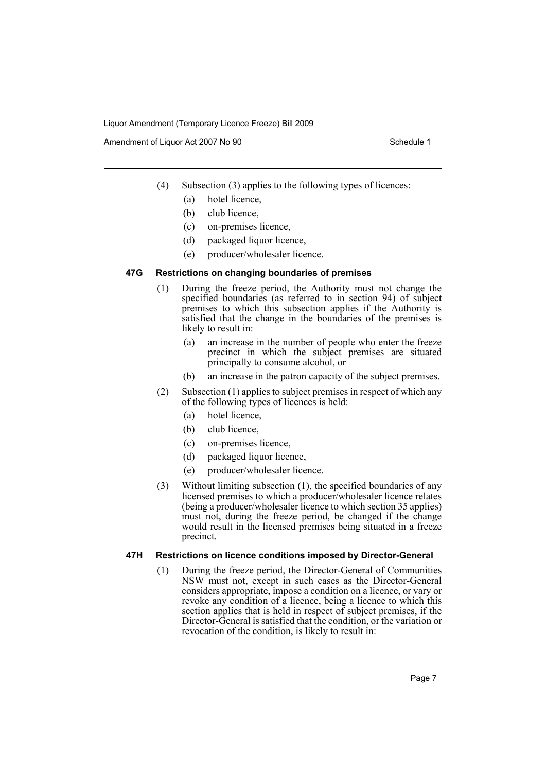(4) Subsection (3) applies to the following types of licences:

   (a) hotel licence,

   (b) club licence,

   (c) on-premises licence,

   (d) packaged liquor licence,

   (e) producer/wholesaler licence.

### 47G Restrictions on changing boundaries of premises

(1) During the freeze period, the Authority must not change the specified boundaries (as referred to in section 94) of subject premises to which this subsection applies if the Authority is satisfied that the change in the boundaries of the premises is likely to result in:

   (a) an increase in the number of people who enter the freeze precinct in which the subject premises are situated principally to consume alcohol, or

   (b) an increase in the patron capacity of the subject premises.

(2) Subsection (1) applies to subject premises in respect of which any of the following types of licences is held:

   (a) hotel licence,

   (b) club licence,

   (c) on-premises licence,

   (d) packaged liquor licence,

   (e) producer/wholesaler licence.

(3) Without limiting subsection (1), the specified boundaries of any licensed premises to which a producer/wholesaler licence relates (being a producer/wholesaler licence to which section 35 applies) must not, during the freeze period, be changed if the change would result in the licensed premises being situated in a freeze precinct.

### 47H Restrictions on licence conditions imposed by Director-General

(1) During the freeze period, the Director-General of Communities NSW must not, except in such cases as the Director-General considers appropriate, impose a condition on a licence, or vary or revoke any condition of a licence, being a licence to which this section applies that is held in respect of subject premises, if the Director-General is satisfied that the condition, or the variation or revocation of the condition, is likely to result in: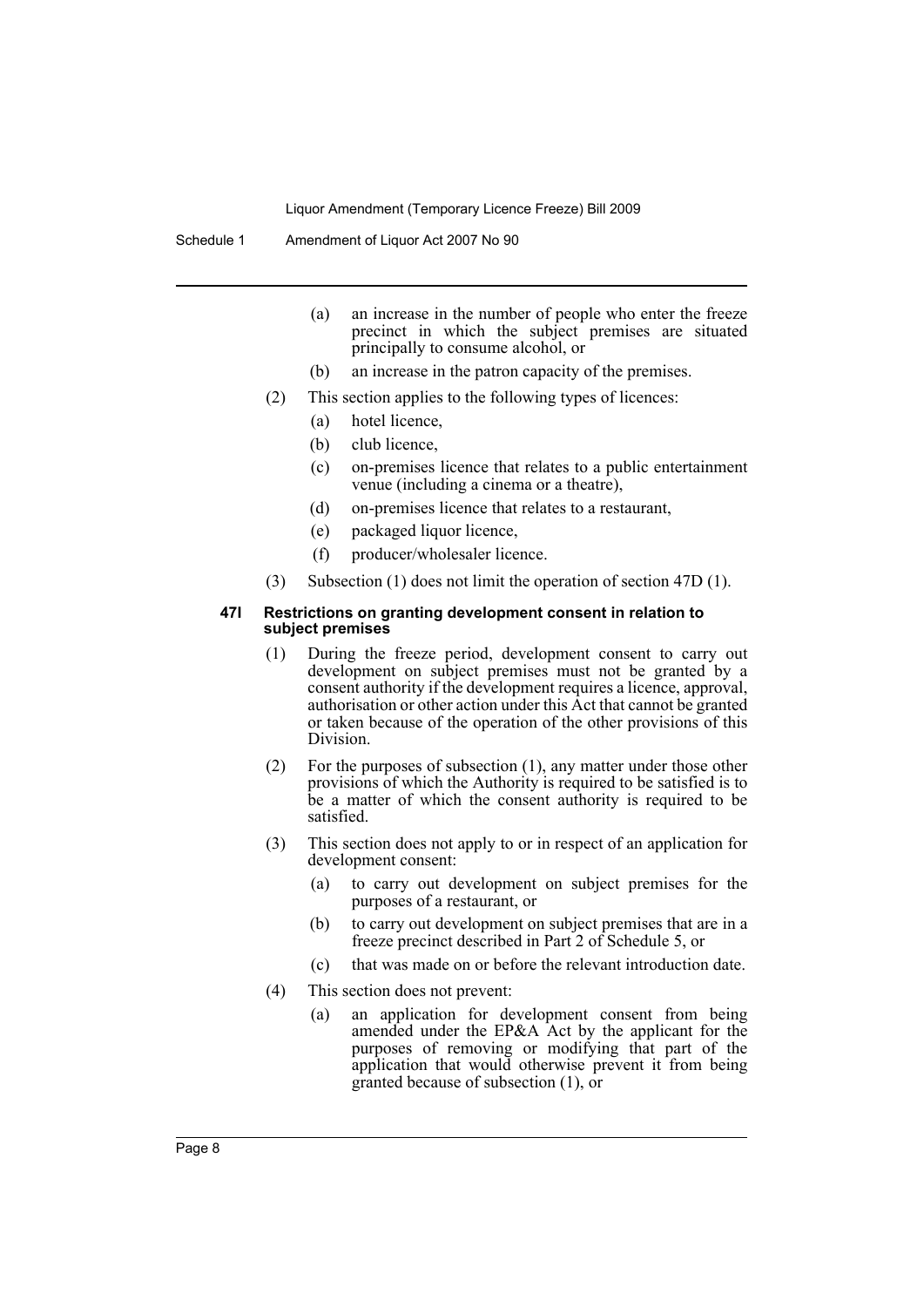(a) an increase in the number of people who enter the freeze precinct in which the subject premises are situated principally to consume alcohol, or

(b) an increase in the patron capacity of the premises.

(2) This section applies to the following types of licences:

(a) hotel licence,

(b) club licence,

(c) on-premises licence that relates to a public entertainment venue (including a cinema or a theatre),

(d) on-premises licence that relates to a restaurant,

(e) packaged liquor licence,

(f) producer/wholesaler licence.

(3) Subsection (1) does not limit the operation of section 47D (1).

#### 47I Restrictions on granting development consent in relation to subject premises

(1) During the freeze period, development consent to carry out development on subject premises must not be granted by a consent authority if the development requires a licence, approval, authorisation or other action under this Act that cannot be granted or taken because of the operation of the other provisions of this Division.

(2) For the purposes of subsection (1), any matter under those other provisions of which the Authority is required to be satisfied is to be a matter of which the consent authority is required to be satisfied.

(3) This section does not apply to or in respect of an application for development consent:

(a) to carry out development on subject premises for the purposes of a restaurant, or

(b) to carry out development on subject premises that are in a freeze precinct described in Part 2 of Schedule 5, or

(c) that was made on or before the relevant introduction date.

(4) This section does not prevent:

(a) an application for development consent from being amended under the EP&A Act by the applicant for the purposes of removing or modifying that part of the application that would otherwise prevent it from being granted because of subsection (1), or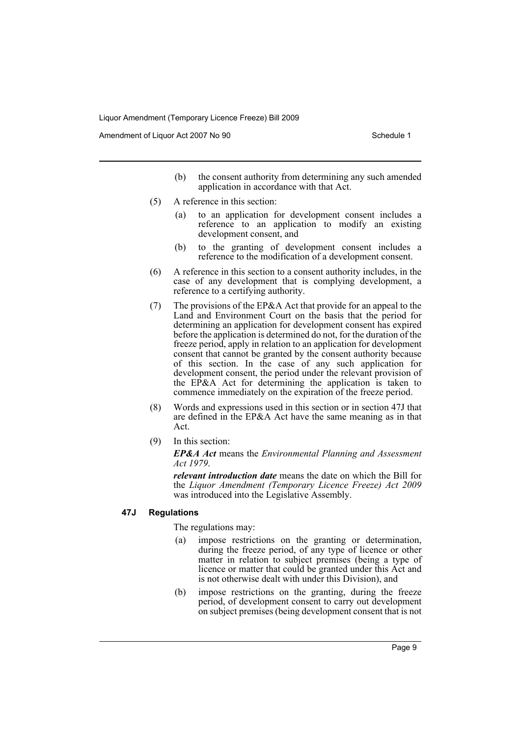(b) the consent authority from determining any such amended application in accordance with that Act.

(5) A reference in this section:

(a) to an application for development consent includes a reference to an application to modify an existing development consent, and

(b) to the granting of development consent includes a reference to the modification of a development consent.

(6) A reference in this section to a consent authority includes, in the case of any development that is complying development, a reference to a certifying authority.

(7) The provisions of the EP&A Act that provide for an appeal to the Land and Environment Court on the basis that the period for determining an application for development consent has expired before the application is determined do not, for the duration of the freeze period, apply in relation to an application for development consent that cannot be granted by the consent authority because of this section. In the case of any such application for development consent, the period under the relevant provision of the EP&A Act for determining the application is taken to commence immediately on the expiration of the freeze period.

(8) Words and expressions used in this section or in section 47J that are defined in the EP&A Act have the same meaning as in that Act.

(9) In this section:

***EP&A Act*** means the *Environmental Planning and Assessment Act 1979*.

***relevant introduction date*** means the date on which the Bill for the *Liquor Amendment (Temporary Licence Freeze) Act 2009* was introduced into the Legislative Assembly.

**47J Regulations**

The regulations may:

(a) impose restrictions on the granting or determination, during the freeze period, of any type of licence or other matter in relation to subject premises (being a type of licence or matter that could be granted under this Act and is not otherwise dealt with under this Division), and

(b) impose restrictions on the granting, during the freeze period, of development consent to carry out development on subject premises (being development consent that is not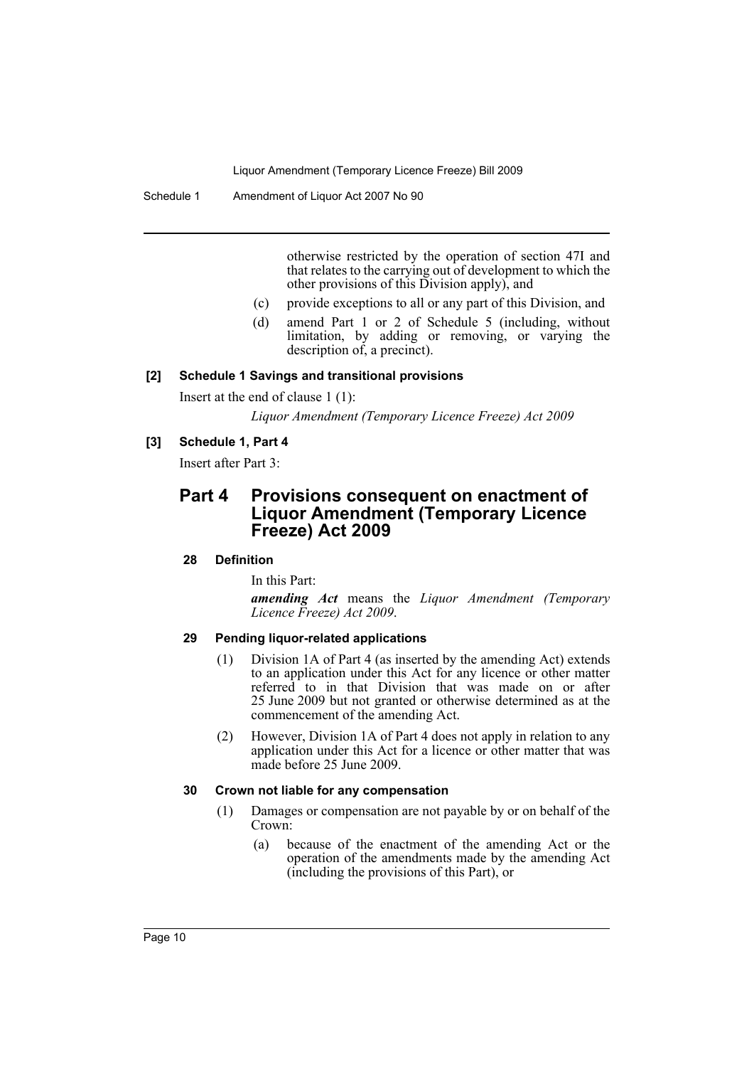otherwise restricted by the operation of section 47I and that relates to the carrying out of development to which the other provisions of this Division apply), and

(c) provide exceptions to all or any part of this Division, and

(d) amend Part 1 or 2 of Schedule 5 (including, without limitation, by adding or removing, or varying the description of, a precinct).

### [2] Schedule 1 Savings and transitional provisions

Insert at the end of clause 1 (1):

*Liquor Amendment (Temporary Licence Freeze) Act 2009*

### [3] Schedule 1, Part 4

Insert after Part 3:

## Part 4 Provisions consequent on enactment of Liquor Amendment (Temporary Licence Freeze) Act 2009

#### 28 Definition

In this Part:

***amending Act*** means the *Liquor Amendment (Temporary Licence Freeze) Act 2009*.

#### 29 Pending liquor-related applications

(1) Division 1A of Part 4 (as inserted by the amending Act) extends to an application under this Act for any licence or other matter referred to in that Division that was made on or after 25 June 2009 but not granted or otherwise determined as at the commencement of the amending Act.

(2) However, Division 1A of Part 4 does not apply in relation to any application under this Act for a licence or other matter that was made before 25 June 2009.

#### 30 Crown not liable for any compensation

(1) Damages or compensation are not payable by or on behalf of the Crown:

(a) because of the enactment of the amending Act or the operation of the amendments made by the amending Act (including the provisions of this Part), or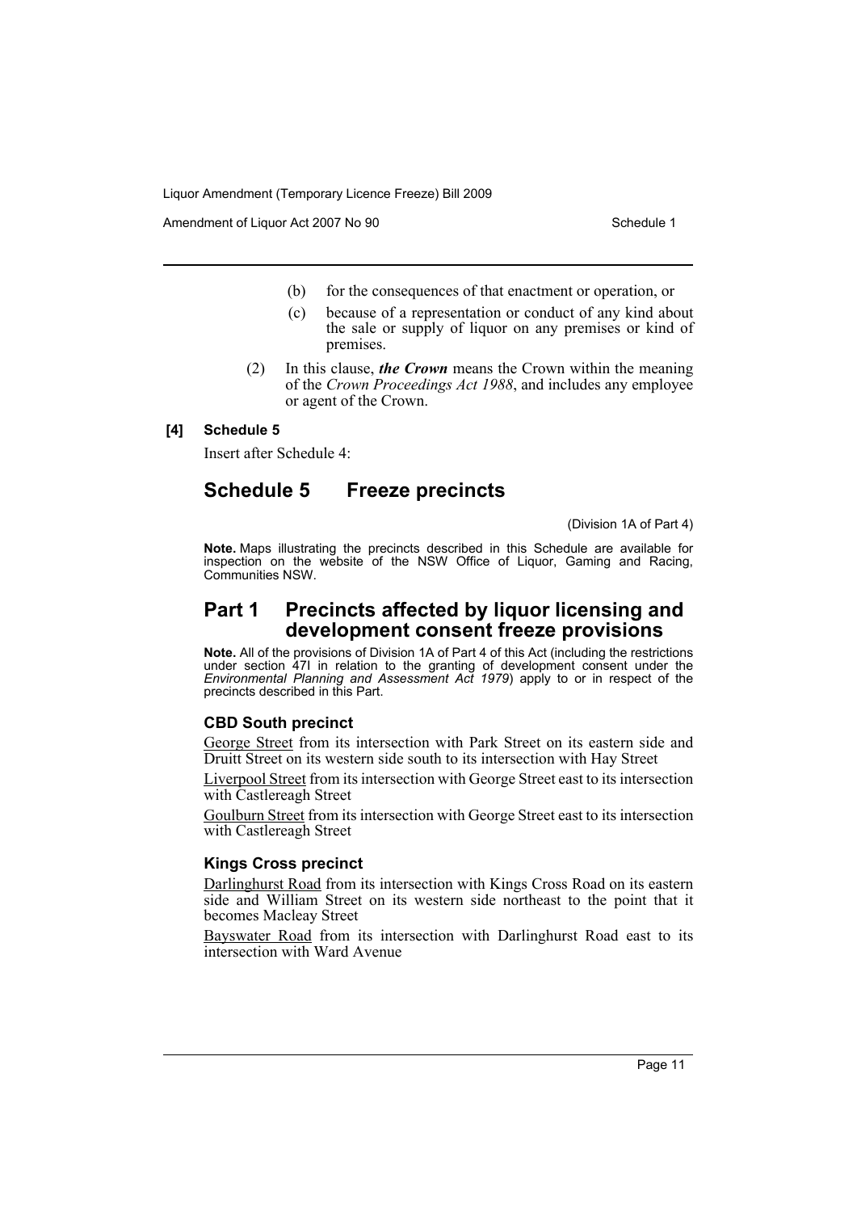(b) for the consequences of that enactment or operation, or

(c) because of a representation or conduct of any kind about the sale or supply of liquor on any premises or kind of premises.

(2) In this clause, ***the Crown*** means the Crown within the meaning of the *Crown Proceedings Act 1988*, and includes any employee or agent of the Crown.

**[4] Schedule 5**

Insert after Schedule 4:

## Schedule 5 Freeze precincts

(Division 1A of Part 4)

**Note.** Maps illustrating the precincts described in this Schedule are available for inspection on the website of the NSW Office of Liquor, Gaming and Racing, Communities NSW.

## Part 1 Precincts affected by liquor licensing and development consent freeze provisions

**Note.** All of the provisions of Division 1A of Part 4 of this Act (including the restrictions under section 47I in relation to the granting of development consent under the *Environmental Planning and Assessment Act 1979*) apply to or in respect of the precincts described in this Part.

### CBD South precinct

<u>George Street</u> from its intersection with Park Street on its eastern side and Druitt Street on its western side south to its intersection with Hay Street

<u>Liverpool Street</u> from its intersection with George Street east to its intersection with Castlereagh Street

<u>Goulburn Street</u> from its intersection with George Street east to its intersection with Castlereagh Street

### Kings Cross precinct

<u>Darlinghurst Road</u> from its intersection with Kings Cross Road on its eastern side and William Street on its western side northeast to the point that it becomes Macleay Street

<u>Bayswater Road</u> from its intersection with Darlinghurst Road east to its intersection with Ward Avenue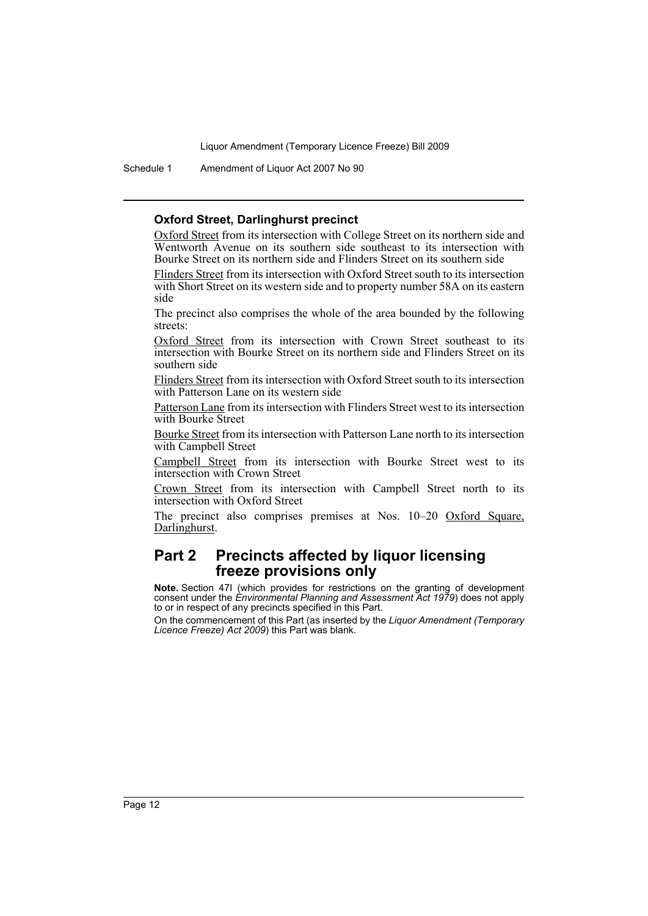### Oxford Street, Darlinghurst precinct

Oxford Street from its intersection with College Street on its northern side and Wentworth Avenue on its southern side southeast to its intersection with Bourke Street on its northern side and Flinders Street on its southern side

Flinders Street from its intersection with Oxford Street south to its intersection with Short Street on its western side and to property number 58A on its eastern side

The precinct also comprises the whole of the area bounded by the following streets:

Oxford Street from its intersection with Crown Street southeast to its intersection with Bourke Street on its northern side and Flinders Street on its southern side

Flinders Street from its intersection with Oxford Street south to its intersection with Patterson Lane on its western side

Patterson Lane from its intersection with Flinders Street west to its intersection with Bourke Street

Bourke Street from its intersection with Patterson Lane north to its intersection with Campbell Street

Campbell Street from its intersection with Bourke Street west to its intersection with Crown Street

Crown Street from its intersection with Campbell Street north to its intersection with Oxford Street

The precinct also comprises premises at Nos. 10–20 Oxford Square, Darlinghurst.

## Part 2 Precincts affected by liquor licensing freeze provisions only

**Note.** Section 47I (which provides for restrictions on the granting of development consent under the *Environmental Planning and Assessment Act 1979*) does not apply to or in respect of any precincts specified in this Part.

On the commencement of this Part (as inserted by the *Liquor Amendment (Temporary Licence Freeze) Act 2009*) this Part was blank.